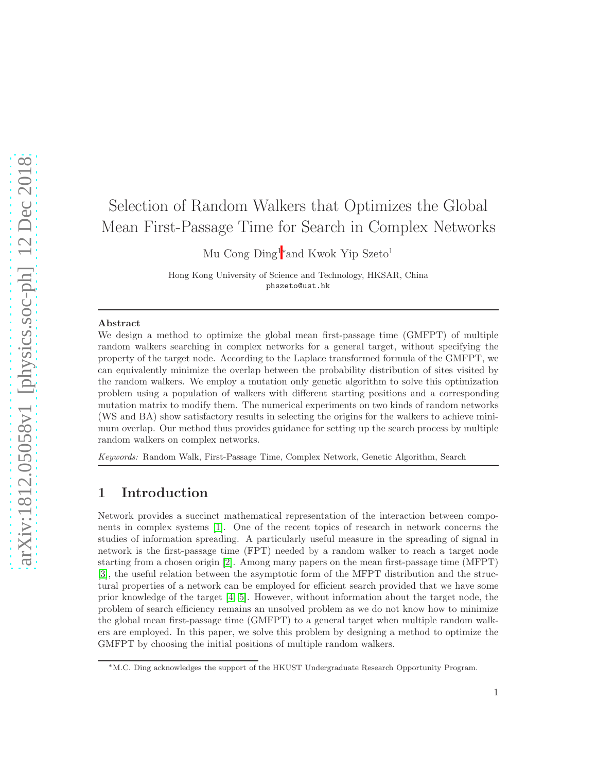# Selection of Random Walkers that Optimizes the Global Mean First-Passage Time for Search in Complex Networks

Mu Cong Ding[1]* and Kwok Yip Szeto[1]

Hong Kong University of Science and Technology, HKSAR, China
phszeto@ust.hk

---

**Abstract**

We design a method to optimize the global mean first-passage time (GMFPT) of multiple random walkers searching in complex networks for a general target, without specifying the property of the target node. According to the Laplace transformed formula of the GMFPT, we can equivalently minimize the overlap between the probability distribution of sites visited by the random walkers. We employ a mutation only genetic algorithm to solve this optimization problem using a population of walkers with different starting positions and a corresponding mutation matrix to modify them. The numerical experiments on two kinds of random networks (WS and BA) show satisfactory results in selecting the origins for the walkers to achieve minimum overlap. Our method thus provides guidance for setting up the search process by multiple random walkers on complex networks.

*Keywords:* Random Walk, First-Passage Time, Complex Network, Genetic Algorithm, Search

---

## 1 Introduction

Network provides a succinct mathematical representation of the interaction between components in complex systems [1]. One of the recent topics of research in network concerns the studies of information spreading. A particularly useful measure in the spreading of signal in network is the first-passage time (FPT) needed by a random walker to reach a target node starting from a chosen origin [2]. Among many papers on the mean first-passage time (MFPT) [3], the useful relation between the asymptotic form of the MFPT distribution and the structural properties of a network can be employed for efficient search provided that we have some prior knowledge of the target [4, 5]. However, without information about the target node, the problem of search efficiency remains an unsolved problem as we do not know how to minimize the global mean first-passage time (GMFPT) to a general target when multiple random walkers are employed. In this paper, we solve this problem by designing a method to optimize the GMFPT by choosing the initial positions of multiple random walkers.

*M.C. Ding acknowledges the support of the HKUST Undergraduate Research Opportunity Program.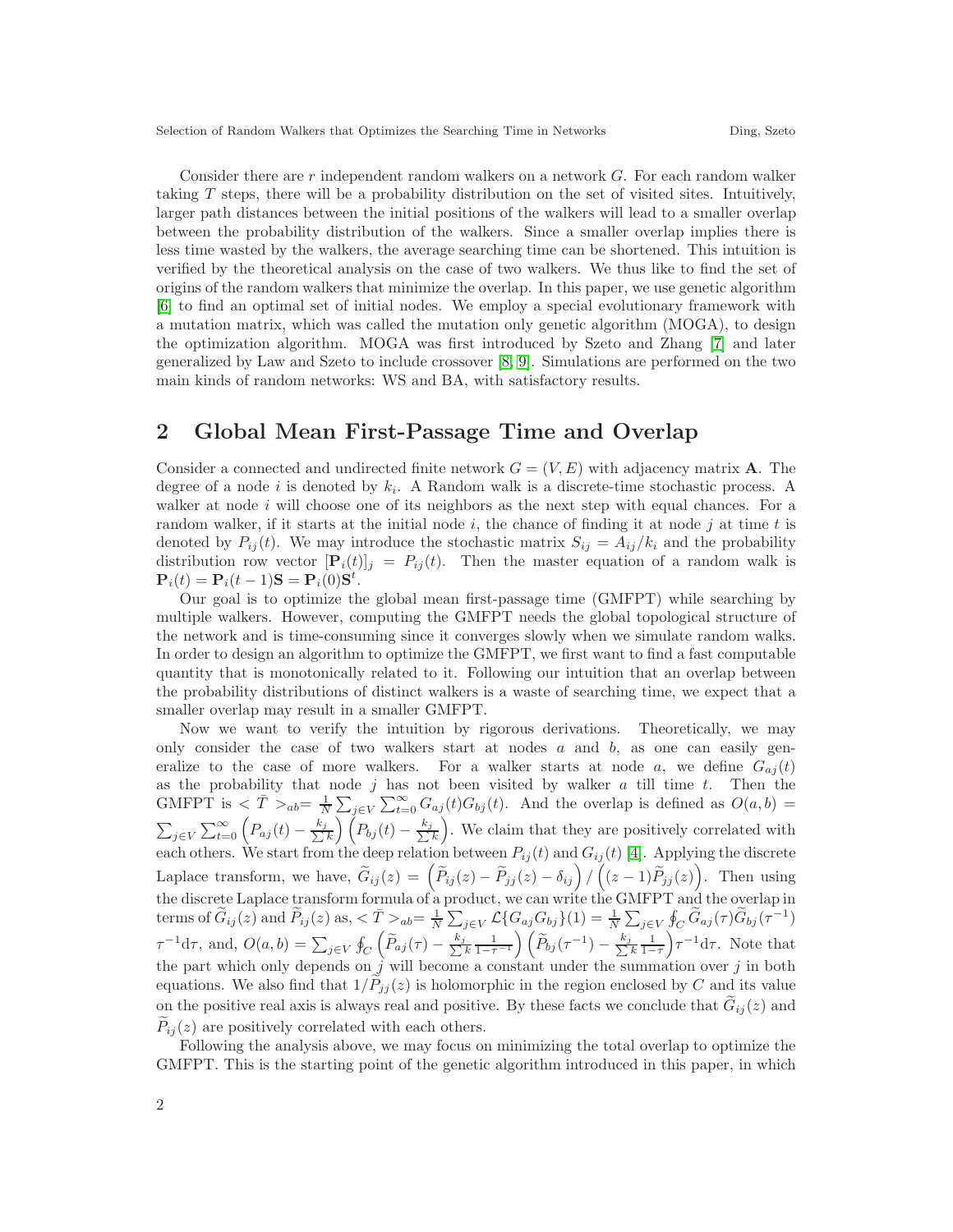Consider there are $r$ independent random walkers on a network $G$. For each random walker taking $T$ steps, there will be a probability distribution on the set of visited sites. Intuitively, larger path distances between the initial positions of the walkers will lead to a smaller overlap between the probability distribution of the walkers. Since a smaller overlap implies there is less time wasted by the walkers, the average searching time can be shortened. This intuition is verified by the theoretical analysis on the case of two walkers. We thus like to find the set of origins of the random walkers that minimize the overlap. In this paper, we use genetic algorithm [6] to find an optimal set of initial nodes. We employ a special evolutionary framework with a mutation matrix, which was called the mutation only genetic algorithm (MOGA), to design the optimization algorithm. MOGA was first introduced by Szeto and Zhang [7] and later generalized by Law and Szeto to include crossover [8, 9]. Simulations are performed on the two main kinds of random networks: WS and BA, with satisfactory results.

## 2 Global Mean First-Passage Time and Overlap

Consider a connected and undirected finite network $G = (V, E)$ with adjacency matrix $\mathbf{A}$. The degree of a node $i$ is denoted by $k_i$. A Random walk is a discrete-time stochastic process. A walker at node $i$ will choose one of its neighbors as the next step with equal chances. For a random walker, if it starts at the initial node $i$, the chance of finding it at node $j$ at time $t$ is denoted by $P_{ij}(t)$. We may introduce the stochastic matrix $S_{ij} = A_{ij}/k_i$ and the probability distribution row vector $[\mathbf{P}_i(t)]_j = P_{ij}(t)$. Then the master equation of a random walk is $\mathbf{P}_i(t) = \mathbf{P}_i(t-1)\mathbf{S} = \mathbf{P}_i(0)\mathbf{S}^t$.

Our goal is to optimize the global mean first-passage time (GMFPT) while searching by multiple walkers. However, computing the GMFPT needs the global topological structure of the network and is time-consuming since it converges slowly when we simulate random walks. In order to design an algorithm to optimize the GMFPT, we first want to find a fast computable quantity that is monotonically related to it. Following our intuition that an overlap between the probability distributions of distinct walkers is a waste of searching time, we expect that a smaller overlap may result in a smaller GMFPT.

Now we want to verify the intuition by rigorous derivations. Theoretically, we may only consider the case of two walkers start at nodes $a$ and $b$, as one can easily generalize to the case of more walkers. For a walker starts at node $a$, we define $G_{aj}(t)$ as the probability that node $j$ has not been visited by walker $a$ till time $t$. Then the GMFPT is $<\bar{T}>_{ab} = \frac{1}{N}\sum_{j\in V}\sum_{t=0}^{\infty} G_{aj}(t)G_{bj}(t)$. And the overlap is defined as $O(a,b) = \sum_{j\in V}\sum_{t=0}^{\infty}\left(P_{aj}(t) - \frac{k_j}{\sum k}\right)\left(P_{bj}(t) - \frac{k_j}{\sum k}\right)$. We claim that they are positively correlated with each others. We start from the deep relation between $P_{ij}(t)$ and $G_{ij}(t)$ [4]. Applying the discrete Laplace transform, we have, $\widetilde{G}_{ij}(z) = \left(\widetilde{P}_{ij}(z) - \widetilde{P}_{jj}(z) - \delta_{ij}\right) / \left((z-1)\widetilde{P}_{jj}(z)\right)$. Then using the discrete Laplace transform formula of a product, we can write the GMFPT and the overlap in terms of $\widetilde{G}_{ij}(z)$ and $\widetilde{P}_{ij}(z)$ as, $<\bar{T}>_{ab} = \frac{1}{N}\sum_{j\in V}\mathcal{L}\{G_{aj}G_{bj}\}(1) = \frac{1}{N}\sum_{j\in V}\oint_C \widetilde{G}_{aj}(\tau)\widetilde{G}_{bj}(\tau^{-1})\tau^{-1}\mathrm{d}\tau$, and, $O(a,b) = \sum_{j\in V}\oint_C\left(\widetilde{P}_{aj}(\tau) - \frac{k_j}{\sum k}\frac{1}{1-\tau^{-1}}\right)\left(\widetilde{P}_{bj}(\tau^{-1}) - \frac{k_j}{\sum k}\frac{1}{1-\tau}\right)\tau^{-1}\mathrm{d}\tau$. Note that the part which only depends on $j$ will become a constant under the summation over $j$ in both equations. We also find that $1/\widetilde{P}_{jj}(z)$ is holomorphic in the region enclosed by $C$ and its value on the positive real axis is always real and positive. By these facts we conclude that $\widetilde{G}_{ij}(z)$ and $\widetilde{P}_{ij}(z)$ are positively correlated with each others.

Following the analysis above, we may focus on minimizing the total overlap to optimize the GMFPT. This is the starting point of the genetic algorithm introduced in this paper, in which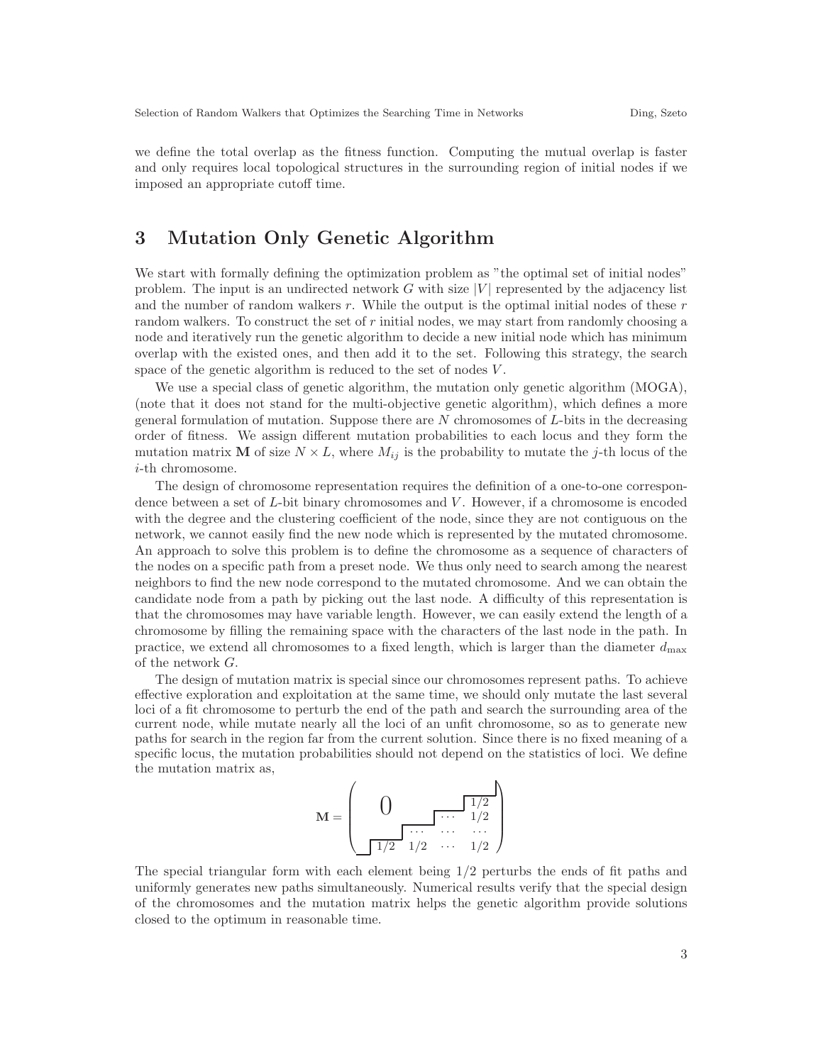we define the total overlap as the fitness function. Computing the mutual overlap is faster and only requires local topological structures in the surrounding region of initial nodes if we imposed an appropriate cutoff time.

# 3 Mutation Only Genetic Algorithm

We start with formally defining the optimization problem as "the optimal set of initial nodes" problem. The input is an undirected network $G$ with size $|V|$ represented by the adjacency list and the number of random walkers $r$. While the output is the optimal initial nodes of these $r$ random walkers. To construct the set of $r$ initial nodes, we may start from randomly choosing a node and iteratively run the genetic algorithm to decide a new initial node which has minimum overlap with the existed ones, and then add it to the set. Following this strategy, the search space of the genetic algorithm is reduced to the set of nodes $V$.

We use a special class of genetic algorithm, the mutation only genetic algorithm (MOGA), (note that it does not stand for the multi-objective genetic algorithm), which defines a more general formulation of mutation. Suppose there are $N$ chromosomes of $L$-bits in the decreasing order of fitness. We assign different mutation probabilities to each locus and they form the mutation matrix $\mathbf{M}$ of size $N \times L$, where $M_{ij}$ is the probability to mutate the $j$-th locus of the $i$-th chromosome.

The design of chromosome representation requires the definition of a one-to-one correspondence between a set of $L$-bit binary chromosomes and $V$. However, if a chromosome is encoded with the degree and the clustering coefficient of the node, since they are not contiguous on the network, we cannot easily find the new node which is represented by the mutated chromosome. An approach to solve this problem is to define the chromosome as a sequence of characters of the nodes on a specific path from a preset node. We thus only need to search among the nearest neighbors to find the new node correspond to the mutated chromosome. And we can obtain the candidate node from a path by picking out the last node. A difficulty of this representation is that the chromosomes may have variable length. However, we can easily extend the length of a chromosome by filling the remaining space with the characters of the last node in the path. In practice, we extend all chromosomes to a fixed length, which is larger than the diameter $d_{\max}$ of the network $G$.

The design of mutation matrix is special since our chromosomes represent paths. To achieve effective exploration and exploitation at the same time, we should only mutate the last several loci of a fit chromosome to perturb the end of the path and search the surrounding area of the current node, while mutate nearly all the loci of an unfit chromosome, so as to generate new paths for search in the region far from the current solution. Since there is no fixed meaning of a specific locus, the mutation probabilities should not depend on the statistics of loci. We define the mutation matrix as,

$$\mathbf{M} = \begin{pmatrix} & 0 & & 1/2 \\ & & \cdots & 1/2 \\ & \cdots & \cdots & \cdots \\ 1/2 & 1/2 & \cdots & 1/2 \end{pmatrix}$$

The special triangular form with each element being 1/2 perturbs the ends of fit paths and uniformly generates new paths simultaneously. Numerical results verify that the special design of the chromosomes and the mutation matrix helps the genetic algorithm provide solutions closed to the optimum in reasonable time.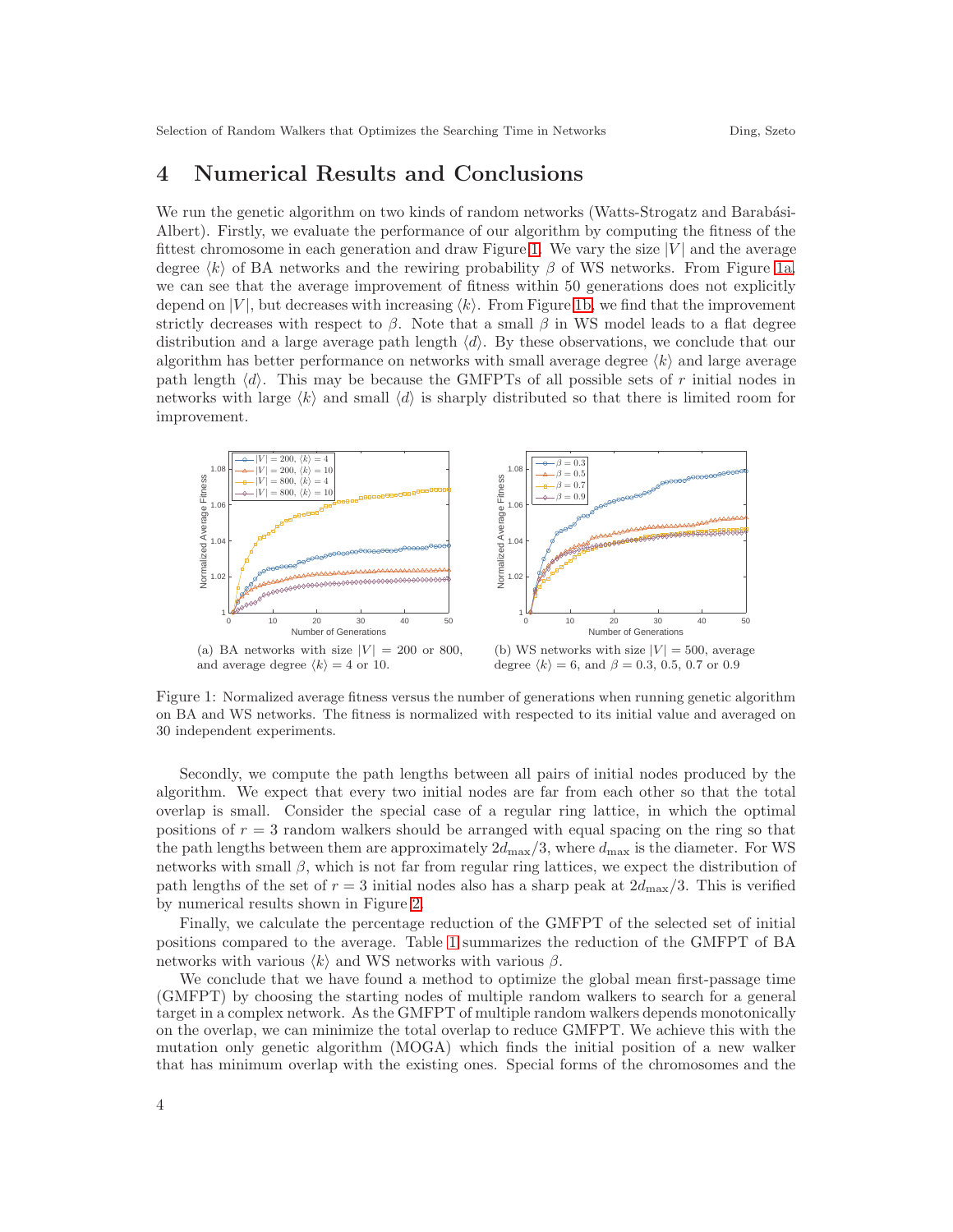# 4 Numerical Results and Conclusions

We run the genetic algorithm on two kinds of random networks (Watts-Strogatz and Barabási-Albert). Firstly, we evaluate the performance of our algorithm by computing the fitness of the fittest chromosome in each generation and draw Figure 1. We vary the size $|V|$ and the average degree $\langle k \rangle$ of BA networks and the rewiring probability $\beta$ of WS networks. From Figure 1a, we can see that the average improvement of fitness within 50 generations does not explicitly depend on $|V|$, but decreases with increasing $\langle k \rangle$. From Figure 1b, we find that the improvement strictly decreases with respect to $\beta$. Note that a small $\beta$ in WS model leads to a flat degree distribution and a large average path length $\langle d \rangle$. By these observations, we conclude that our algorithm has better performance on networks with small average degree $\langle k \rangle$ and large average path length $\langle d \rangle$. This may be because the GMFPTs of all possible sets of $r$ initial nodes in networks with large $\langle k \rangle$ and small $\langle d \rangle$ is sharply distributed so that there is limited room for improvement.

(a) BA networks with size $|V| = 200$ or 800, and average degree $\langle k \rangle = 4$ or 10.

(b) WS networks with size $|V| = 500$, average degree $\langle k \rangle = 6$, and $\beta = 0.3$, 0.5, 0.7 or 0.9

Figure 1: Normalized average fitness versus the number of generations when running genetic algorithm on BA and WS networks. The fitness is normalized with respected to its initial value and averaged on 30 independent experiments.

Secondly, we compute the path lengths between all pairs of initial nodes produced by the algorithm. We expect that every two initial nodes are far from each other so that the total overlap is small. Consider the special case of a regular ring lattice, in which the optimal positions of $r = 3$ random walkers should be arranged with equal spacing on the ring so that the path lengths between them are approximately $2d_{\max}/3$, where $d_{\max}$ is the diameter. For WS networks with small $\beta$, which is not far from regular ring lattices, we expect the distribution of path lengths of the set of $r = 3$ initial nodes also has a sharp peak at $2d_{\max}/3$. This is verified by numerical results shown in Figure 2.

Finally, we calculate the percentage reduction of the GMFPT of the selected set of initial positions compared to the average. Table 1 summarizes the reduction of the GMFPT of BA networks with various $\langle k \rangle$ and WS networks with various $\beta$.

We conclude that we have found a method to optimize the global mean first-passage time (GMFPT) by choosing the starting nodes of multiple random walkers to search for a general target in a complex network. As the GMFPT of multiple random walkers depends monotonically on the overlap, we can minimize the total overlap to reduce GMFPT. We achieve this with the mutation only genetic algorithm (MOGA) which finds the initial position of a new walker that has minimum overlap with the existing ones. Special forms of the chromosomes and the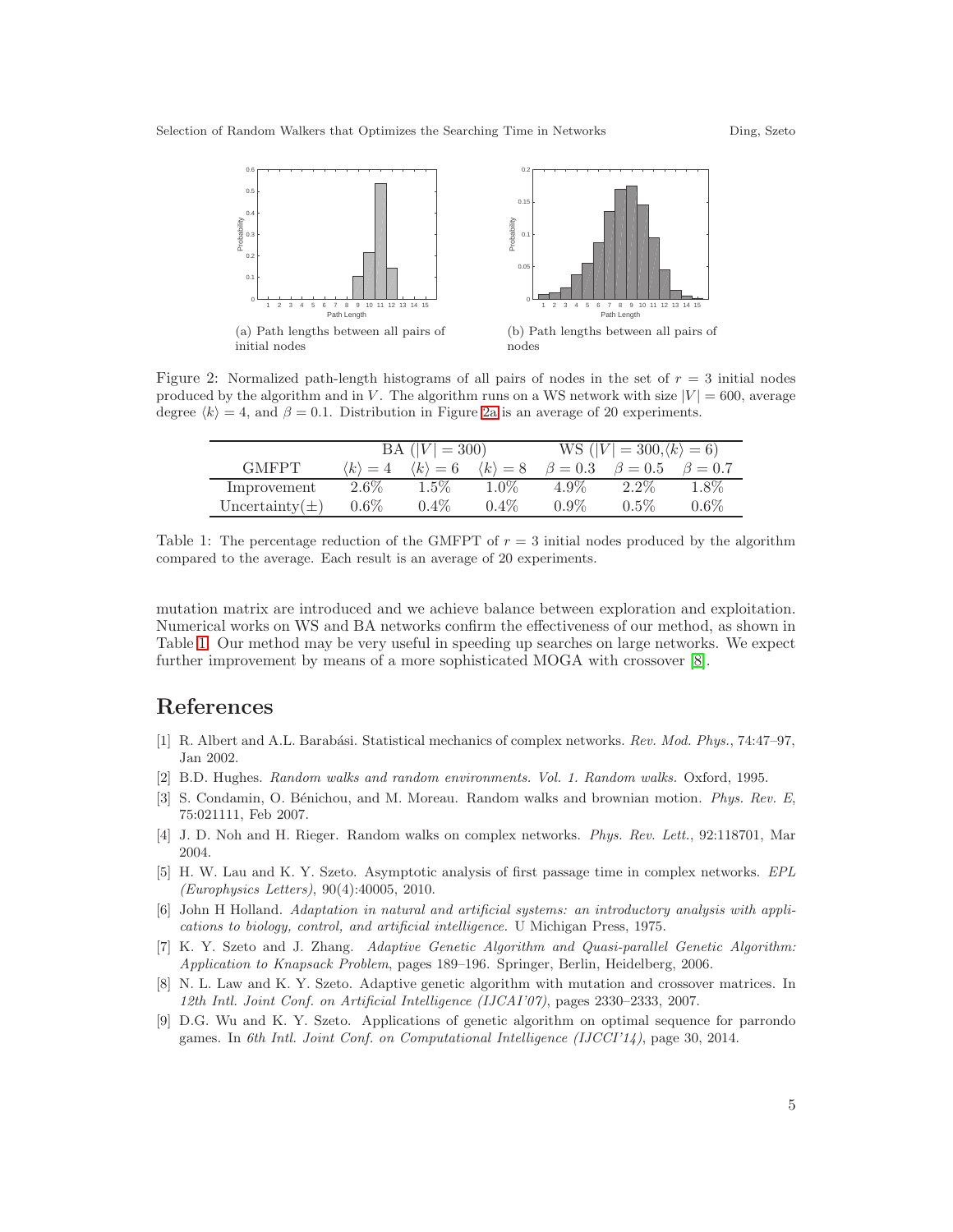Probability

0.6

0.5

0.4

0.3

0.2

0.1

0

1 2 3 4 5 6 7 8 9 10 11 12 13 14 15

Path Length

(a) Path lengths between all pairs of initial nodes

Probability

0.2

0.15

0.1

0.05

0

1 2 3 4 5 6 7 8 9 10 11 12 13 14 15

Path Length

(b) Path lengths between all pairs of nodes

Figure 2: Normalized path-length histograms of all pairs of nodes in the set of $r = 3$ initial nodes produced by the algorithm and in $V$. The algorithm runs on a WS network with size $|V| = 600$, average degree $\langle k \rangle = 4$, and $\beta = 0.1$. Distribution in Figure 2a is an average of 20 experiments.

| | BA ($\|V\| = 300$) | | | WS ($\|V\| = 300$, $\langle k \rangle = 6$) | | |
|---|---|---|---|---|---|---|
| GMFPT | $\langle k \rangle = 4$ | $\langle k \rangle = 6$ | $\langle k \rangle = 8$ | $\beta = 0.3$ | $\beta = 0.5$ | $\beta = 0.7$ |
| Improvement | 2.6% | 1.5% | 1.0% | 4.9% | 2.2% | 1.8% |
| Uncertainty($\pm$) | 0.6% | 0.4% | 0.4% | 0.9% | 0.5% | 0.6% |

Table 1: The percentage reduction of the GMFPT of $r = 3$ initial nodes produced by the algorithm compared to the average. Each result is an average of 20 experiments.

mutation matrix are introduced and we achieve balance between exploration and exploitation. Numerical works on WS and BA networks confirm the effectiveness of our method, as shown in Table 1. Our method may be very useful in speeding up searches on large networks. We expect further improvement by means of a more sophisticated MOGA with crossover [8].

# References

[1] R. Albert and A.L. Barabási. Statistical mechanics of complex networks. *Rev. Mod. Phys.*, 74:47–97, Jan 2002.

[2] B.D. Hughes. *Random walks and random environments. Vol. 1. Random walks.* Oxford, 1995.

[3] S. Condamin, O. Bénichou, and M. Moreau. Random walks and brownian motion. *Phys. Rev. E*, 75:021111, Feb 2007.

[4] J. D. Noh and H. Rieger. Random walks on complex networks. *Phys. Rev. Lett.*, 92:118701, Mar 2004.

[5] H. W. Lau and K. Y. Szeto. Asymptotic analysis of first passage time in complex networks. *EPL (Europhysics Letters)*, 90(4):40005, 2010.

[6] John H Holland. *Adaptation in natural and artificial systems: an introductory analysis with applications to biology, control, and artificial intelligence.* U Michigan Press, 1975.

[7] K. Y. Szeto and J. Zhang. *Adaptive Genetic Algorithm and Quasi-parallel Genetic Algorithm: Application to Knapsack Problem*, pages 189–196. Springer, Berlin, Heidelberg, 2006.

[8] N. L. Law and K. Y. Szeto. Adaptive genetic algorithm with mutation and crossover matrices. In *12th Intl. Joint Conf. on Artificial Intelligence (IJCAI'07)*, pages 2330–2333, 2007.

[9] D.G. Wu and K. Y. Szeto. Applications of genetic algorithm on optimal sequence for parrondo games. In *6th Intl. Joint Conf. on Computational Intelligence (IJCCI'14)*, page 30, 2014.